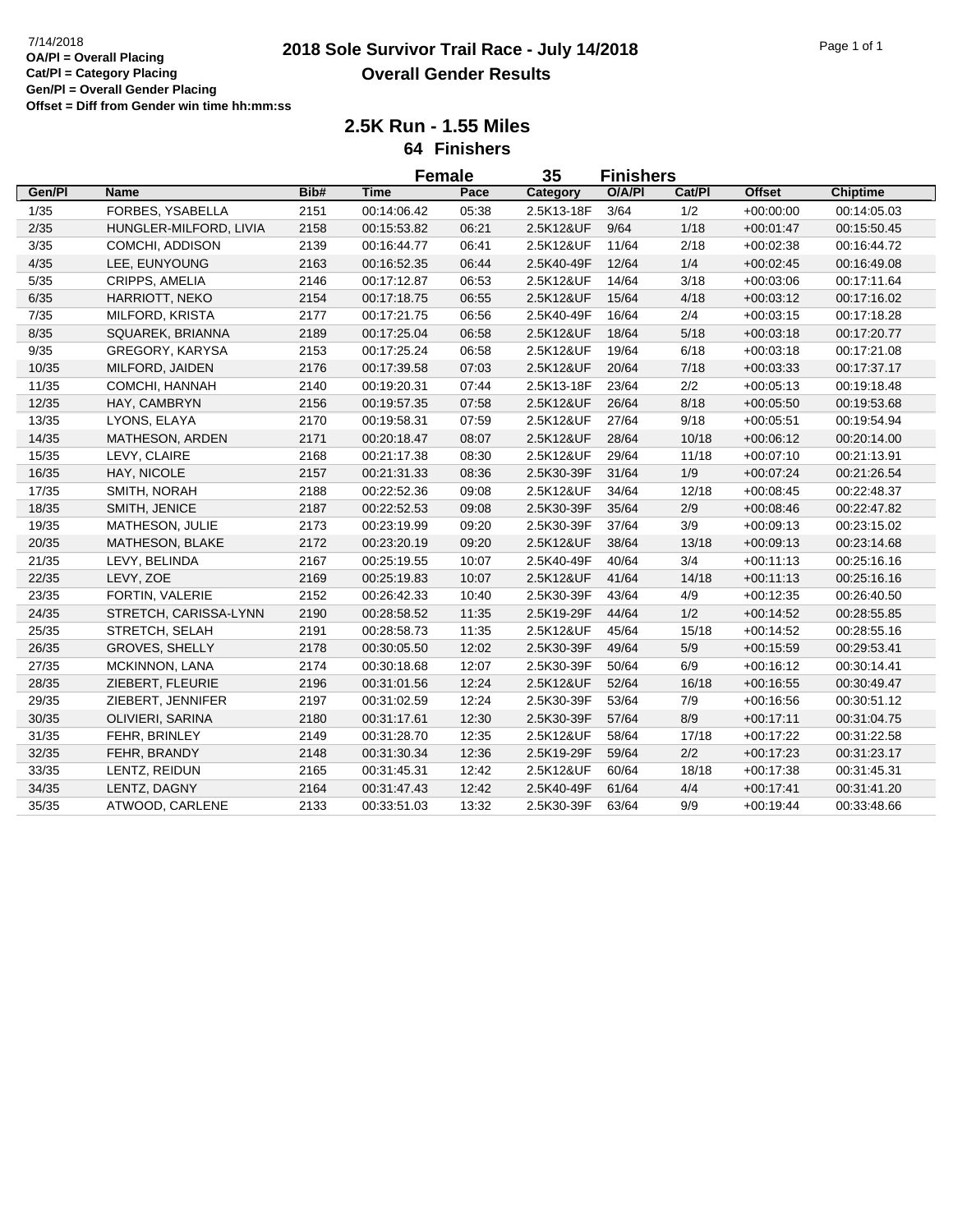7/14/2018

**OA/Pl = Overall Placing**
**Cat/Pl = Category Placing**
**Gen/Pl = Overall Gender Placing**
**Offset = Diff from Gender win time hh:mm:ss**

# 2018 Sole Survivor Trail Race - July 14/2018

## Overall Gender Results

### 2.5K Run - 1.55 Miles

**64 Finishers**

**Female 35 Finishers**

| Gen/Pl | Name | Bib# | Time | Pace | Category | O/A/Pl | Cat/Pl | Offset | Chiptime |
|---|---|---|---|---|---|---|---|---|---|
| 1/35 | FORBES, YSABELLA | 2151 | 00:14:06.42 | 05:38 | 2.5K13-18F | 3/64 | 1/2 | +00:00:00 | 00:14:05.03 |
| 2/35 | HUNGLER-MILFORD, LIVIA | 2158 | 00:15:53.82 | 06:21 | 2.5K12&UF | 9/64 | 1/18 | +00:01:47 | 00:15:50.45 |
| 3/35 | COMCHI, ADDISON | 2139 | 00:16:44.77 | 06:41 | 2.5K12&UF | 11/64 | 2/18 | +00:02:38 | 00:16:44.72 |
| 4/35 | LEE, EUNYOUNG | 2163 | 00:16:52.35 | 06:44 | 2.5K40-49F | 12/64 | 1/4 | +00:02:45 | 00:16:49.08 |
| 5/35 | CRIPPS, AMELIA | 2146 | 00:17:12.87 | 06:53 | 2.5K12&UF | 14/64 | 3/18 | +00:03:06 | 00:17:11.64 |
| 6/35 | HARRIOTT, NEKO | 2154 | 00:17:18.75 | 06:55 | 2.5K12&UF | 15/64 | 4/18 | +00:03:12 | 00:17:16.02 |
| 7/35 | MILFORD, KRISTA | 2177 | 00:17:21.75 | 06:56 | 2.5K40-49F | 16/64 | 2/4 | +00:03:15 | 00:17:18.28 |
| 8/35 | SQUAREK, BRIANNA | 2189 | 00:17:25.04 | 06:58 | 2.5K12&UF | 18/64 | 5/18 | +00:03:18 | 00:17:20.77 |
| 9/35 | GREGORY, KARYSA | 2153 | 00:17:25.24 | 06:58 | 2.5K12&UF | 19/64 | 6/18 | +00:03:18 | 00:17:21.08 |
| 10/35 | MILFORD, JAIDEN | 2176 | 00:17:39.58 | 07:03 | 2.5K12&UF | 20/64 | 7/18 | +00:03:33 | 00:17:37.17 |
| 11/35 | COMCHI, HANNAH | 2140 | 00:19:20.31 | 07:44 | 2.5K13-18F | 23/64 | 2/2 | +00:05:13 | 00:19:18.48 |
| 12/35 | HAY, CAMBRYN | 2156 | 00:19:57.35 | 07:58 | 2.5K12&UF | 26/64 | 8/18 | +00:05:50 | 00:19:53.68 |
| 13/35 | LYONS, ELAYA | 2170 | 00:19:58.31 | 07:59 | 2.5K12&UF | 27/64 | 9/18 | +00:05:51 | 00:19:54.94 |
| 14/35 | MATHESON, ARDEN | 2171 | 00:20:18.47 | 08:07 | 2.5K12&UF | 28/64 | 10/18 | +00:06:12 | 00:20:14.00 |
| 15/35 | LEVY, CLAIRE | 2168 | 00:21:17.38 | 08:30 | 2.5K12&UF | 29/64 | 11/18 | +00:07:10 | 00:21:13.91 |
| 16/35 | HAY, NICOLE | 2157 | 00:21:31.33 | 08:36 | 2.5K30-39F | 31/64 | 1/9 | +00:07:24 | 00:21:26.54 |
| 17/35 | SMITH, NORAH | 2188 | 00:22:52.36 | 09:08 | 2.5K12&UF | 34/64 | 12/18 | +00:08:45 | 00:22:48.37 |
| 18/35 | SMITH, JENICE | 2187 | 00:22:52.53 | 09:08 | 2.5K30-39F | 35/64 | 2/9 | +00:08:46 | 00:22:47.82 |
| 19/35 | MATHESON, JULIE | 2173 | 00:23:19.99 | 09:20 | 2.5K30-39F | 37/64 | 3/9 | +00:09:13 | 00:23:15.02 |
| 20/35 | MATHESON, BLAKE | 2172 | 00:23:20.19 | 09:20 | 2.5K12&UF | 38/64 | 13/18 | +00:09:13 | 00:23:14.68 |
| 21/35 | LEVY, BELINDA | 2167 | 00:25:19.55 | 10:07 | 2.5K40-49F | 40/64 | 3/4 | +00:11:13 | 00:25:16.16 |
| 22/35 | LEVY, ZOE | 2169 | 00:25:19.83 | 10:07 | 2.5K12&UF | 41/64 | 14/18 | +00:11:13 | 00:25:16.16 |
| 23/35 | FORTIN, VALERIE | 2152 | 00:26:42.33 | 10:40 | 2.5K30-39F | 43/64 | 4/9 | +00:12:35 | 00:26:40.50 |
| 24/35 | STRETCH, CARISSA-LYNN | 2190 | 00:28:58.52 | 11:35 | 2.5K19-29F | 44/64 | 1/2 | +00:14:52 | 00:28:55.85 |
| 25/35 | STRETCH, SELAH | 2191 | 00:28:58.73 | 11:35 | 2.5K12&UF | 45/64 | 15/18 | +00:14:52 | 00:28:55.16 |
| 26/35 | GROVES, SHELLY | 2178 | 00:30:05.50 | 12:02 | 2.5K30-39F | 49/64 | 5/9 | +00:15:59 | 00:29:53.41 |
| 27/35 | MCKINNON, LANA | 2174 | 00:30:18.68 | 12:07 | 2.5K30-39F | 50/64 | 6/9 | +00:16:12 | 00:30:14.41 |
| 28/35 | ZIEBERT, FLEURIE | 2196 | 00:31:01.56 | 12:24 | 2.5K12&UF | 52/64 | 16/18 | +00:16:55 | 00:30:49.47 |
| 29/35 | ZIEBERT, JENNIFER | 2197 | 00:31:02.59 | 12:24 | 2.5K30-39F | 53/64 | 7/9 | +00:16:56 | 00:30:51.12 |
| 30/35 | OLIVIERI, SARINA | 2180 | 00:31:17.61 | 12:30 | 2.5K30-39F | 57/64 | 8/9 | +00:17:11 | 00:31:04.75 |
| 31/35 | FEHR, BRINLEY | 2149 | 00:31:28.70 | 12:35 | 2.5K12&UF | 58/64 | 17/18 | +00:17:22 | 00:31:22.58 |
| 32/35 | FEHR, BRANDY | 2148 | 00:31:30.34 | 12:36 | 2.5K19-29F | 59/64 | 2/2 | +00:17:23 | 00:31:23.17 |
| 33/35 | LENTZ, REIDUN | 2165 | 00:31:45.31 | 12:42 | 2.5K12&UF | 60/64 | 18/18 | +00:17:38 | 00:31:45.31 |
| 34/35 | LENTZ, DAGNY | 2164 | 00:31:47.43 | 12:42 | 2.5K40-49F | 61/64 | 4/4 | +00:17:41 | 00:31:41.20 |
| 35/35 | ATWOOD, CARLENE | 2133 | 00:33:51.03 | 13:32 | 2.5K30-39F | 63/64 | 9/9 | +00:19:44 | 00:33:48.66 |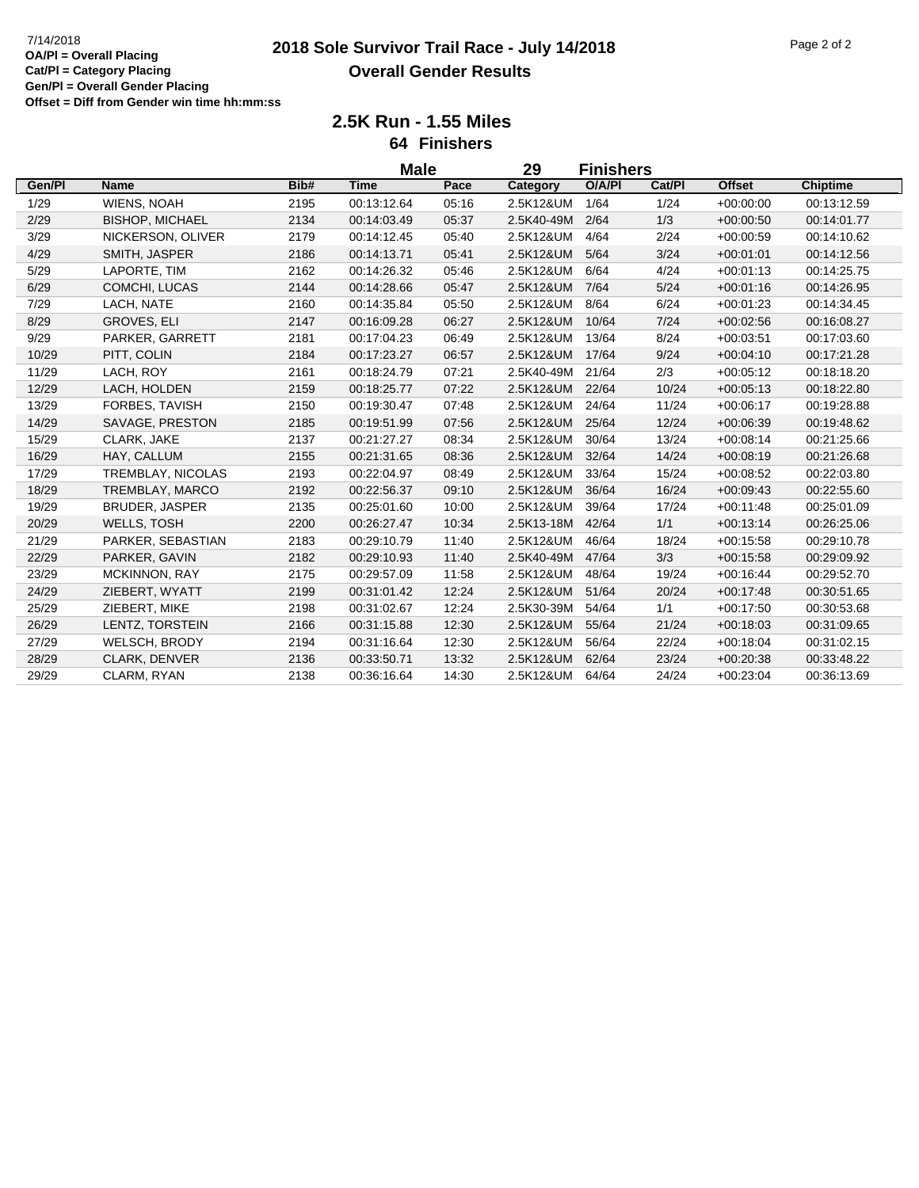7/14/2018

**OA/Pl = Overall Placing**
**Cat/Pl = Category Placing**
**Gen/Pl = Overall Gender Placing**
**Offset = Diff from Gender win time hh:mm:ss**

# 2018 Sole Survivor Trail Race - July 14/2018

## Overall Gender Results

### 2.5K Run - 1.55 Miles

**64 Finishers**

**Male 29 Finishers**

| Gen/Pl | Name | Bib# | Time | Pace | Category | O/A/Pl | Cat/Pl | Offset | Chiptime |
|---|---|---|---|---|---|---|---|---|---|
| 1/29 | WIENS, NOAH | 2195 | 00:13:12.64 | 05:16 | 2.5K12&UM | 1/64 | 1/24 | +00:00:00 | 00:13:12.59 |
| 2/29 | BISHOP, MICHAEL | 2134 | 00:14:03.49 | 05:37 | 2.5K40-49M | 2/64 | 1/3 | +00:00:50 | 00:14:01.77 |
| 3/29 | NICKERSON, OLIVER | 2179 | 00:14:12.45 | 05:40 | 2.5K12&UM | 4/64 | 2/24 | +00:00:59 | 00:14:10.62 |
| 4/29 | SMITH, JASPER | 2186 | 00:14:13.71 | 05:41 | 2.5K12&UM | 5/64 | 3/24 | +00:01:01 | 00:14:12.56 |
| 5/29 | LAPORTE, TIM | 2162 | 00:14:26.32 | 05:46 | 2.5K12&UM | 6/64 | 4/24 | +00:01:13 | 00:14:25.75 |
| 6/29 | COMCHI, LUCAS | 2144 | 00:14:28.66 | 05:47 | 2.5K12&UM | 7/64 | 5/24 | +00:01:16 | 00:14:26.95 |
| 7/29 | LACH, NATE | 2160 | 00:14:35.84 | 05:50 | 2.5K12&UM | 8/64 | 6/24 | +00:01:23 | 00:14:34.45 |
| 8/29 | GROVES, ELI | 2147 | 00:16:09.28 | 06:27 | 2.5K12&UM | 10/64 | 7/24 | +00:02:56 | 00:16:08.27 |
| 9/29 | PARKER, GARRETT | 2181 | 00:17:04.23 | 06:49 | 2.5K12&UM | 13/64 | 8/24 | +00:03:51 | 00:17:03.60 |
| 10/29 | PITT, COLIN | 2184 | 00:17:23.27 | 06:57 | 2.5K12&UM | 17/64 | 9/24 | +00:04:10 | 00:17:21.28 |
| 11/29 | LACH, ROY | 2161 | 00:18:24.79 | 07:21 | 2.5K40-49M | 21/64 | 2/3 | +00:05:12 | 00:18:18.20 |
| 12/29 | LACH, HOLDEN | 2159 | 00:18:25.77 | 07:22 | 2.5K12&UM | 22/64 | 10/24 | +00:05:13 | 00:18:22.80 |
| 13/29 | FORBES, TAVISH | 2150 | 00:19:30.47 | 07:48 | 2.5K12&UM | 24/64 | 11/24 | +00:06:17 | 00:19:28.88 |
| 14/29 | SAVAGE, PRESTON | 2185 | 00:19:51.99 | 07:56 | 2.5K12&UM | 25/64 | 12/24 | +00:06:39 | 00:19:48.62 |
| 15/29 | CLARK, JAKE | 2137 | 00:21:27.27 | 08:34 | 2.5K12&UM | 30/64 | 13/24 | +00:08:14 | 00:21:25.66 |
| 16/29 | HAY, CALLUM | 2155 | 00:21:31.65 | 08:36 | 2.5K12&UM | 32/64 | 14/24 | +00:08:19 | 00:21:26.68 |
| 17/29 | TREMBLAY, NICOLAS | 2193 | 00:22:04.97 | 08:49 | 2.5K12&UM | 33/64 | 15/24 | +00:08:52 | 00:22:03.80 |
| 18/29 | TREMBLAY, MARCO | 2192 | 00:22:56.37 | 09:10 | 2.5K12&UM | 36/64 | 16/24 | +00:09:43 | 00:22:55.60 |
| 19/29 | BRUDER, JASPER | 2135 | 00:25:01.60 | 10:00 | 2.5K12&UM | 39/64 | 17/24 | +00:11:48 | 00:25:01.09 |
| 20/29 | WELLS, TOSH | 2200 | 00:26:27.47 | 10:34 | 2.5K13-18M | 42/64 | 1/1 | +00:13:14 | 00:26:25.06 |
| 21/29 | PARKER, SEBASTIAN | 2183 | 00:29:10.79 | 11:40 | 2.5K12&UM | 46/64 | 18/24 | +00:15:58 | 00:29:10.78 |
| 22/29 | PARKER, GAVIN | 2182 | 00:29:10.93 | 11:40 | 2.5K40-49M | 47/64 | 3/3 | +00:15:58 | 00:29:09.92 |
| 23/29 | MCKINNON, RAY | 2175 | 00:29:57.09 | 11:58 | 2.5K12&UM | 48/64 | 19/24 | +00:16:44 | 00:29:52.70 |
| 24/29 | ZIEBERT, WYATT | 2199 | 00:31:01.42 | 12:24 | 2.5K12&UM | 51/64 | 20/24 | +00:17:48 | 00:30:51.65 |
| 25/29 | ZIEBERT, MIKE | 2198 | 00:31:02.67 | 12:24 | 2.5K30-39M | 54/64 | 1/1 | +00:17:50 | 00:30:53.68 |
| 26/29 | LENTZ, TORSTEIN | 2166 | 00:31:15.88 | 12:30 | 2.5K12&UM | 55/64 | 21/24 | +00:18:03 | 00:31:09.65 |
| 27/29 | WELSCH, BRODY | 2194 | 00:31:16.64 | 12:30 | 2.5K12&UM | 56/64 | 22/24 | +00:18:04 | 00:31:02.15 |
| 28/29 | CLARK, DENVER | 2136 | 00:33:50.71 | 13:32 | 2.5K12&UM | 62/64 | 23/24 | +00:20:38 | 00:33:48.22 |
| 29/29 | CLARM, RYAN | 2138 | 00:36:16.64 | 14:30 | 2.5K12&UM | 64/64 | 24/24 | +00:23:04 | 00:36:13.69 |